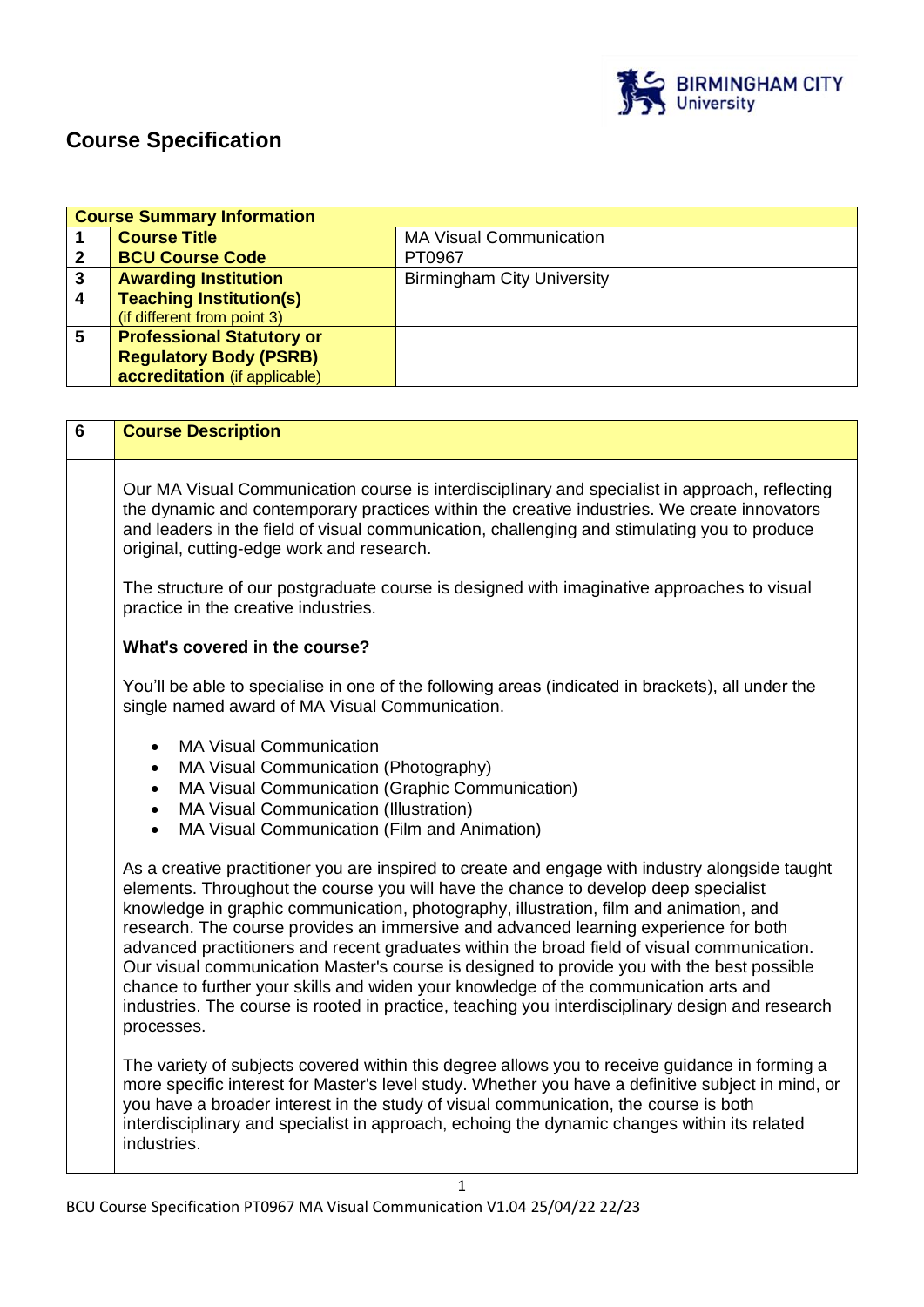# Course Specification

| Course Summary Information | | |
|---|---|---|
| 1 | **Course Title** | MA Visual Communication |
| 2 | **BCU Course Code** | PT0967 |
| 3 | **Awarding Institution** | Birmingham City University |
| 4 | **Teaching Institution(s)** (if different from point 3) | |
| 5 | **Professional Statutory or Regulatory Body (PSRB) accreditation** (if applicable) | |

| 6 | Course Description |
|---|---|

Our MA Visual Communication course is interdisciplinary and specialist in approach, reflecting the dynamic and contemporary practices within the creative industries. We create innovators and leaders in the field of visual communication, challenging and stimulating you to produce original, cutting-edge work and research.

The structure of our postgraduate course is designed with imaginative approaches to visual practice in the creative industries.

**What's covered in the course?**

You'll be able to specialise in one of the following areas (indicated in brackets), all under the single named award of MA Visual Communication.

- MA Visual Communication
- MA Visual Communication (Photography)
- MA Visual Communication (Graphic Communication)
- MA Visual Communication (Illustration)
- MA Visual Communication (Film and Animation)

As a creative practitioner you are inspired to create and engage with industry alongside taught elements. Throughout the course you will have the chance to develop deep specialist knowledge in graphic communication, photography, illustration, film and animation, and research. The course provides an immersive and advanced learning experience for both advanced practitioners and recent graduates within the broad field of visual communication. Our visual communication Master's course is designed to provide you with the best possible chance to further your skills and widen your knowledge of the communication arts and industries. The course is rooted in practice, teaching you interdisciplinary design and research processes.

The variety of subjects covered within this degree allows you to receive guidance in forming a more specific interest for Master's level study. Whether you have a definitive subject in mind, or you have a broader interest in the study of visual communication, the course is both interdisciplinary and specialist in approach, echoing the dynamic changes within its related industries.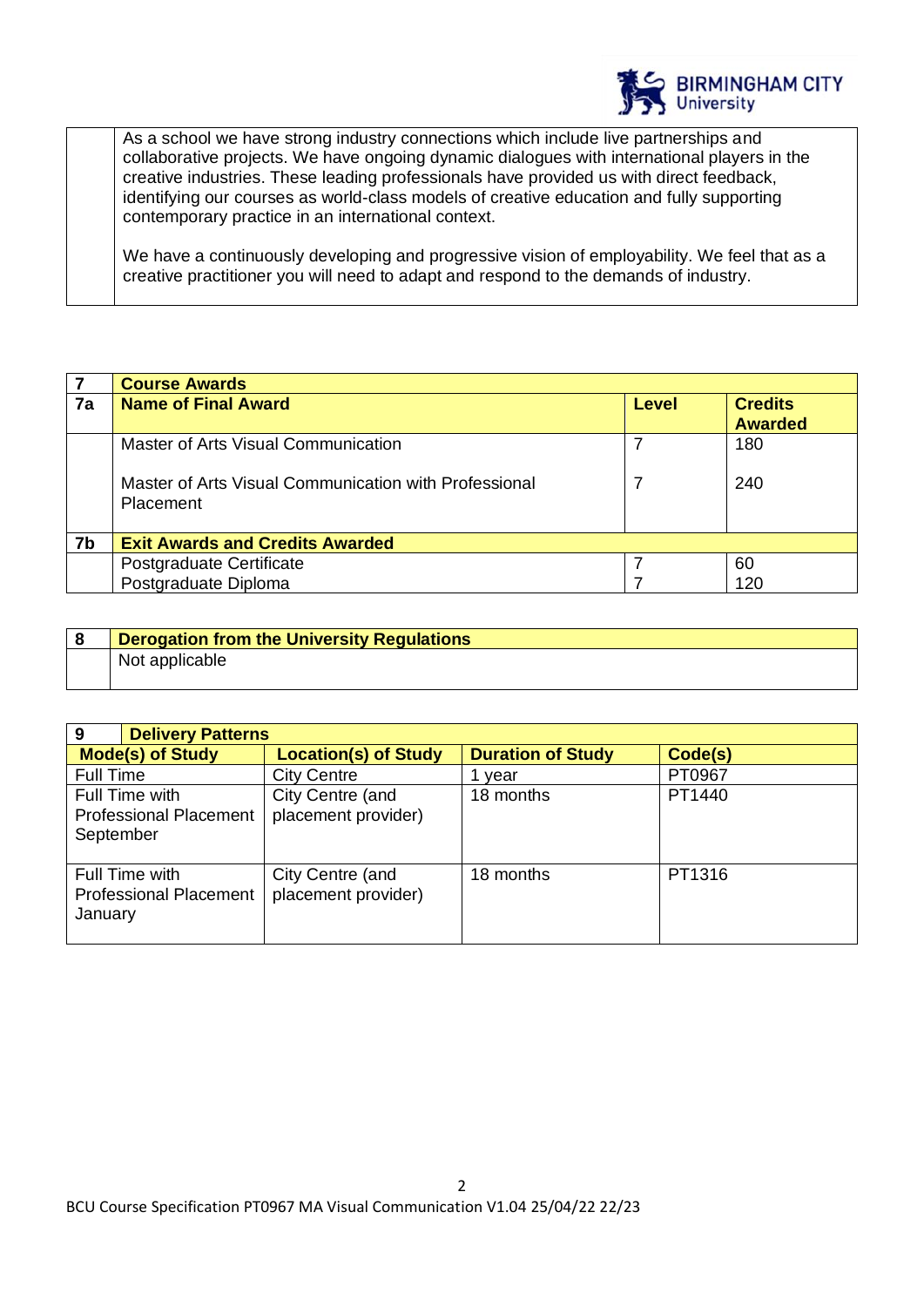As a school we have strong industry connections which include live partnerships and collaborative projects. We have ongoing dynamic dialogues with international players in the creative industries. These leading professionals have provided us with direct feedback, identifying our courses as world-class models of creative education and fully supporting contemporary practice in an international context.

We have a continuously developing and progressive vision of employability. We feel that as a creative practitioner you will need to adapt and respond to the demands of industry.

| 7 | Course Awards | | |
|---|---|---|---|
| **7a** | **Name of Final Award** | **Level** | **Credits Awarded** |
| | Master of Arts Visual Communication | 7 | 180 |
| | Master of Arts Visual Communication with Professional Placement | 7 | 240 |
| **7b** | **Exit Awards and Credits Awarded** | | |
| | Postgraduate Certificate | 7 | 60 |
| | Postgraduate Diploma | 7 | 120 |

| 8 | Derogation from the University Regulations |
|---|---|
| | Not applicable |

| 9 Delivery Patterns | | | |
|---|---|---|---|
| **Mode(s) of Study** | **Location(s) of Study** | **Duration of Study** | **Code(s)** |
| Full Time | City Centre | 1 year | PT0967 |
| Full Time with Professional Placement September | City Centre (and placement provider) | 18 months | PT1440 |
| Full Time with Professional Placement January | City Centre (and placement provider) | 18 months | PT1316 |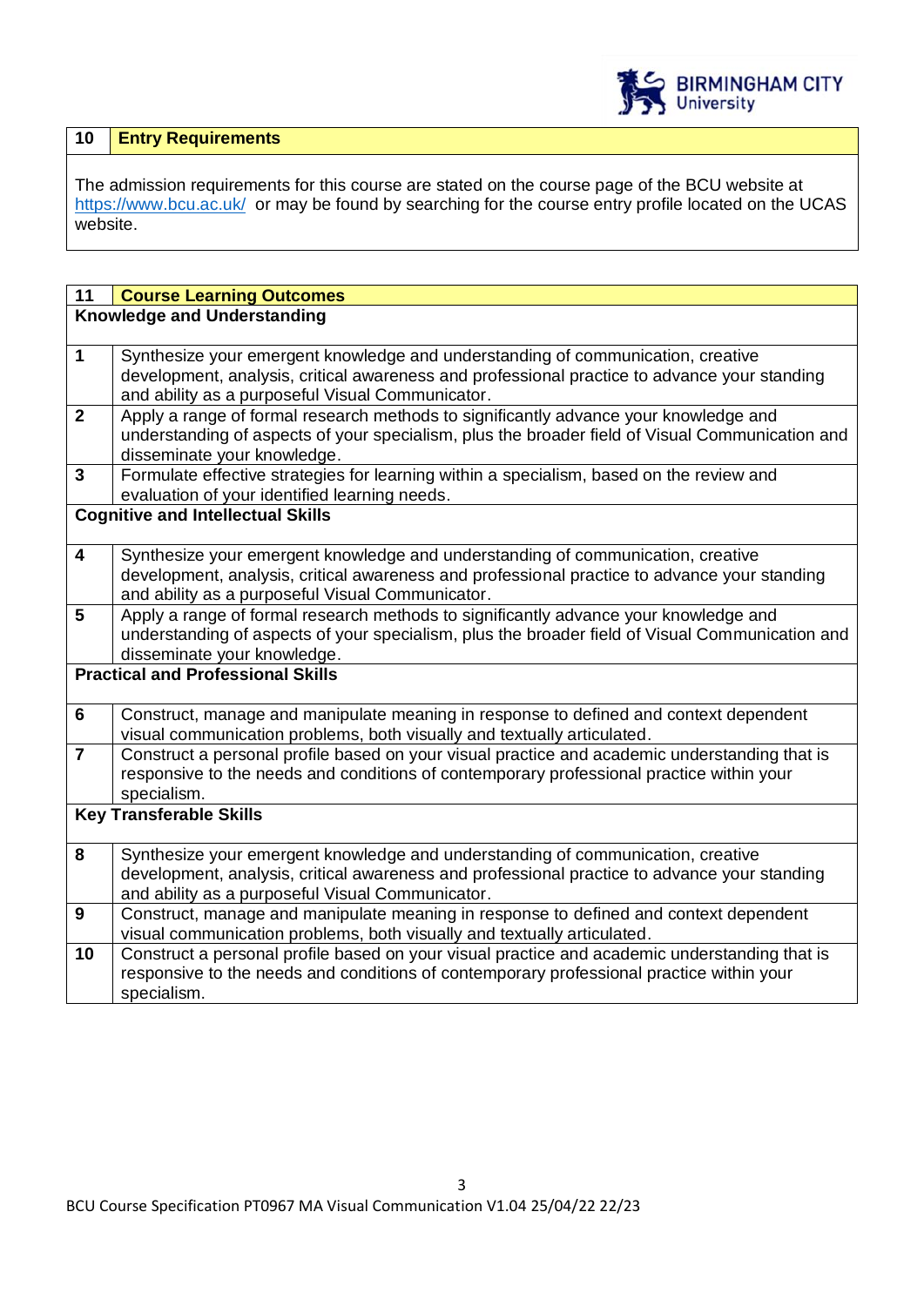| 10 | Entry Requirements |
|---|---|

The admission requirements for this course are stated on the course page of the BCU website at https://www.bcu.ac.uk/ or may be found by searching for the course entry profile located on the UCAS website.

| 11 | Course Learning Outcomes |
|---|---|
| **Knowledge and Understanding** | |
| 1 | Synthesize your emergent knowledge and understanding of communication, creative development, analysis, critical awareness and professional practice to advance your standing and ability as a purposeful Visual Communicator. |
| 2 | Apply a range of formal research methods to significantly advance your knowledge and understanding of aspects of your specialism, plus the broader field of Visual Communication and disseminate your knowledge. |
| 3 | Formulate effective strategies for learning within a specialism, based on the review and evaluation of your identified learning needs. |
| **Cognitive and Intellectual Skills** | |
| 4 | Synthesize your emergent knowledge and understanding of communication, creative development, analysis, critical awareness and professional practice to advance your standing and ability as a purposeful Visual Communicator. |
| 5 | Apply a range of formal research methods to significantly advance your knowledge and understanding of aspects of your specialism, plus the broader field of Visual Communication and disseminate your knowledge. |
| **Practical and Professional Skills** | |
| 6 | Construct, manage and manipulate meaning in response to defined and context dependent visual communication problems, both visually and textually articulated. |
| 7 | Construct a personal profile based on your visual practice and academic understanding that is responsive to the needs and conditions of contemporary professional practice within your specialism. |
| **Key Transferable Skills** | |
| 8 | Synthesize your emergent knowledge and understanding of communication, creative development, analysis, critical awareness and professional practice to advance your standing and ability as a purposeful Visual Communicator. |
| 9 | Construct, manage and manipulate meaning in response to defined and context dependent visual communication problems, both visually and textually articulated. |
| 10 | Construct a personal profile based on your visual practice and academic understanding that is responsive to the needs and conditions of contemporary professional practice within your specialism. |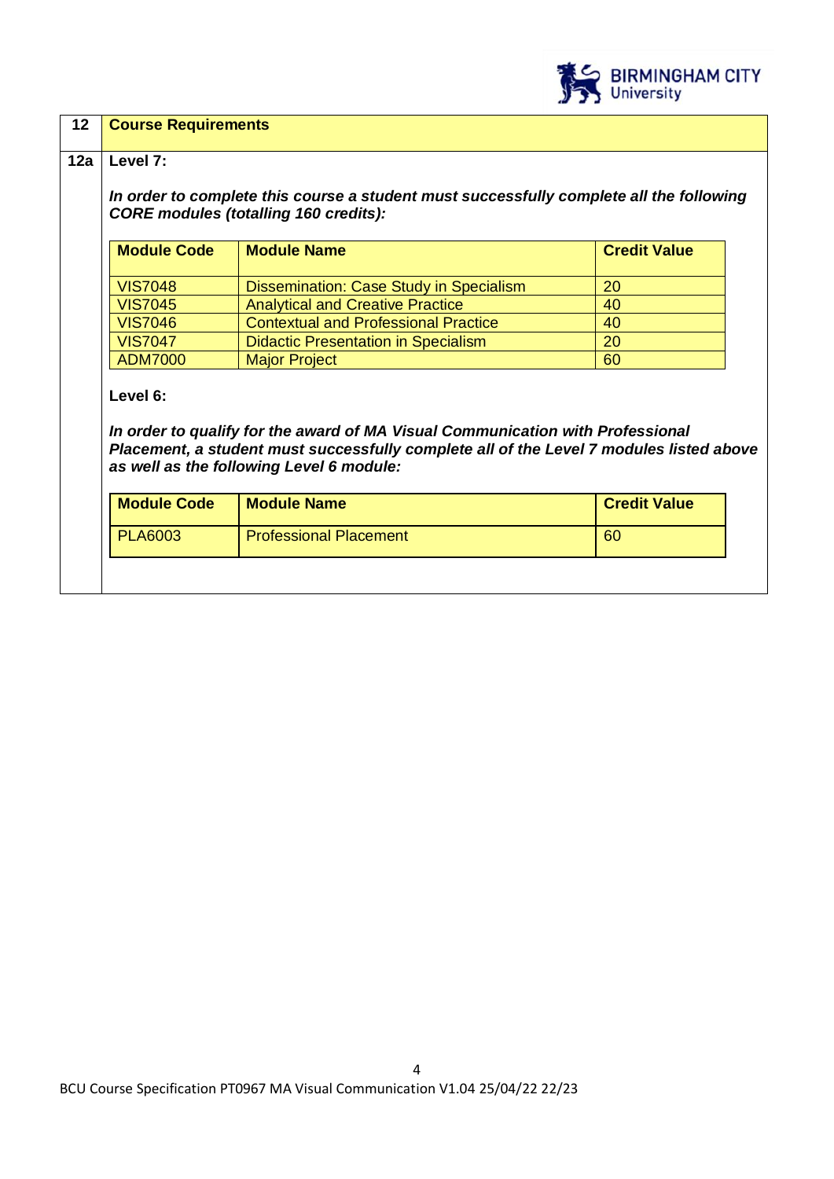## 12 Course Requirements

### 12a Level 7:

***In order to complete this course a student must successfully complete all the following CORE modules (totalling 160 credits):***

| Module Code | Module Name | Credit Value |
|---|---|---|
| VIS7048 | Dissemination: Case Study in Specialism | 20 |
| VIS7045 | Analytical and Creative Practice | 40 |
| VIS7046 | Contextual and Professional Practice | 40 |
| VIS7047 | Didactic Presentation in Specialism | 20 |
| ADM7000 | Major Project | 60 |

**Level 6:**

***In order to qualify for the award of MA Visual Communication with Professional Placement, a student must successfully complete all of the Level 7 modules listed above as well as the following Level 6 module:***

| Module Code | Module Name | Credit Value |
|---|---|---|
| PLA6003 | Professional Placement | 60 |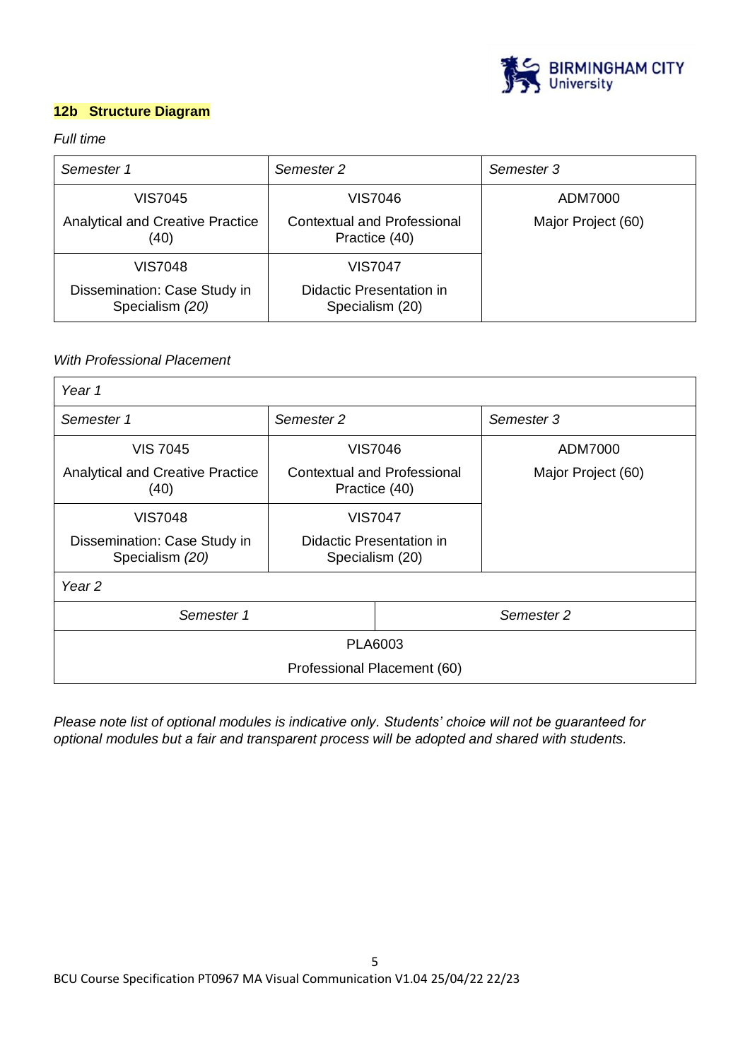## **12b Structure Diagram**

*Full time*

| *Semester 1* | *Semester 2* | *Semester 3* |
|---|---|---|
| VIS7045<br>Analytical and Creative Practice (40) | VIS7046<br>Contextual and Professional Practice (40) | ADM7000<br>Major Project (60) |
| VIS7048<br>Dissemination: Case Study in Specialism *(20)* | VIS7047<br>Didactic Presentation in Specialism (20) | |

*With Professional Placement*

| *Year 1* | | |
|---|---|---|
| *Semester 1* | *Semester 2* | *Semester 3* |
| VIS 7045<br>Analytical and Creative Practice (40) | VIS7046<br>Contextual and Professional Practice (40) | ADM7000<br>Major Project (60) |
| VIS7048<br>Dissemination: Case Study in Specialism *(20)* | VIS7047<br>Didactic Presentation in Specialism (20) | |

| *Year 2* | |
|---|---|
| *Semester 1* | *Semester 2* |
| PLA6003<br>Professional Placement (60) | |

*Please note list of optional modules is indicative only. Students' choice will not be guaranteed for optional modules but a fair and transparent process will be adopted and shared with students.*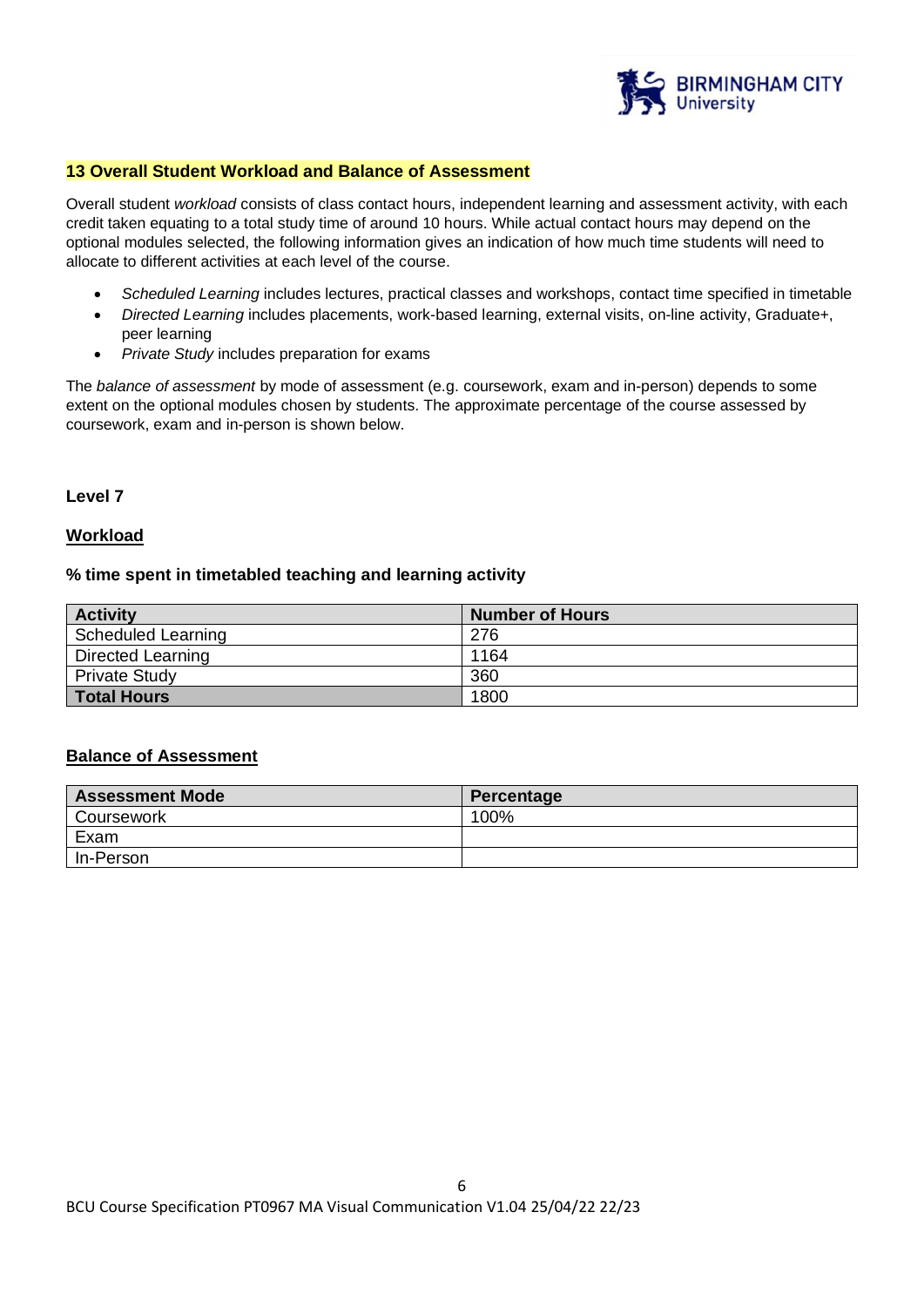## 13 Overall Student Workload and Balance of Assessment

Overall student *workload* consists of class contact hours, independent learning and assessment activity, with each credit taken equating to a total study time of around 10 hours. While actual contact hours may depend on the optional modules selected, the following information gives an indication of how much time students will need to allocate to different activities at each level of the course.

- *Scheduled Learning* includes lectures, practical classes and workshops, contact time specified in timetable
- *Directed Learning* includes placements, work-based learning, external visits, on-line activity, Graduate+, peer learning
- *Private Study* includes preparation for exams

The *balance of assessment* by mode of assessment (e.g. coursework, exam and in-person) depends to some extent on the optional modules chosen by students. The approximate percentage of the course assessed by coursework, exam and in-person is shown below.

**Level 7**

**Workload**

**% time spent in timetabled teaching and learning activity**

| Activity | Number of Hours |
|---|---|
| Scheduled Learning | 276 |
| Directed Learning | 1164 |
| Private Study | 360 |
| **Total Hours** | 1800 |

**Balance of Assessment**

| Assessment Mode | Percentage |
|---|---|
| Coursework | 100% |
| Exam | |
| In-Person | |